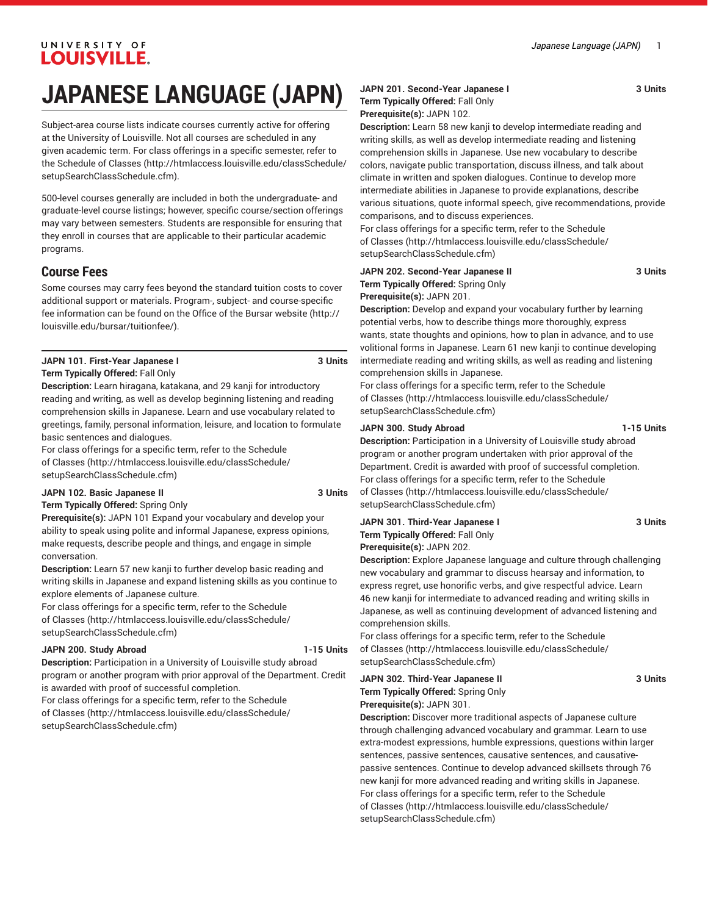# JAPANESE LANGUAGE (JAPN)

Subject-area course lists indicate courses currently active for offering at the University of Louisville. Not all courses are scheduled in any given academic term. For class offerings in a specific semester, refer to the Schedule of Classes (http://htmlaccess.louisville.edu/classSchedule/setupSearchClassSchedule.cfm).

500-level courses generally are included in both the undergraduate- and graduate-level course listings; however, specific course/section offerings may vary between semesters. Students are responsible for ensuring that they enroll in courses that are applicable to their particular academic programs.

## Course Fees

Some courses may carry fees beyond the standard tuition costs to cover additional support or materials. Program-, subject- and course-specific fee information can be found on the Office of the Bursar website (http://louisville.edu/bursar/tuitionfee/).

**JAPN 101. First-Year Japanese I** **3 Units**
**Term Typically Offered:** Fall Only
**Description:** Learn hiragana, katakana, and 29 kanji for introductory reading and writing, as well as develop beginning listening and reading comprehension skills in Japanese. Learn and use vocabulary related to greetings, family, personal information, leisure, and location to formulate basic sentences and dialogues.
For class offerings for a specific term, refer to the Schedule of Classes (http://htmlaccess.louisville.edu/classSchedule/setupSearchClassSchedule.cfm)

**JAPN 102. Basic Japanese II** **3 Units**
**Term Typically Offered:** Spring Only
**Prerequisite(s):** JAPN 101 Expand your vocabulary and develop your ability to speak using polite and informal Japanese, express opinions, make requests, describe people and things, and engage in simple conversation.
**Description:** Learn 57 new kanji to further develop basic reading and writing skills in Japanese and expand listening skills as you continue to explore elements of Japanese culture.
For class offerings for a specific term, refer to the Schedule of Classes (http://htmlaccess.louisville.edu/classSchedule/setupSearchClassSchedule.cfm)

**JAPN 200. Study Abroad** **1-15 Units**
**Description:** Participation in a University of Louisville study abroad program or another program with prior approval of the Department. Credit is awarded with proof of successful completion.
For class offerings for a specific term, refer to the Schedule of Classes (http://htmlaccess.louisville.edu/classSchedule/setupSearchClassSchedule.cfm)

**JAPN 201. Second-Year Japanese I** **3 Units**
**Term Typically Offered:** Fall Only
**Prerequisite(s):** JAPN 102.
**Description:** Learn 58 new kanji to develop intermediate reading and writing skills, as well as develop intermediate reading and listening comprehension skills in Japanese. Use new vocabulary to describe colors, navigate public transportation, discuss illness, and talk about climate in written and spoken dialogues. Continue to develop more intermediate abilities in Japanese to provide explanations, describe various situations, quote informal speech, give recommendations, provide comparisons, and to discuss experiences.
For class offerings for a specific term, refer to the Schedule of Classes (http://htmlaccess.louisville.edu/classSchedule/setupSearchClassSchedule.cfm)

**JAPN 202. Second-Year Japanese II** **3 Units**
**Term Typically Offered:** Spring Only
**Prerequisite(s):** JAPN 201.
**Description:** Develop and expand your vocabulary further by learning potential verbs, how to describe things more thoroughly, express wants, state thoughts and opinions, how to plan in advance, and to use volitional forms in Japanese. Learn 61 new kanji to continue developing intermediate reading and writing skills, as well as reading and listening comprehension skills in Japanese.
For class offerings for a specific term, refer to the Schedule of Classes (http://htmlaccess.louisville.edu/classSchedule/setupSearchClassSchedule.cfm)

**JAPN 300. Study Abroad** **1-15 Units**
**Description:** Participation in a University of Louisville study abroad program or another program undertaken with prior approval of the Department. Credit is awarded with proof of successful completion.
For class offerings for a specific term, refer to the Schedule of Classes (http://htmlaccess.louisville.edu/classSchedule/setupSearchClassSchedule.cfm)

**JAPN 301. Third-Year Japanese I** **3 Units**
**Term Typically Offered:** Fall Only
**Prerequisite(s):** JAPN 202.
**Description:** Explore Japanese language and culture through challenging new vocabulary and grammar to discuss hearsay and information, to express regret, use honorific verbs, and give respectful advice. Learn 46 new kanji for intermediate to advanced reading and writing skills in Japanese, as well as continuing development of advanced listening and comprehension skills.
For class offerings for a specific term, refer to the Schedule of Classes (http://htmlaccess.louisville.edu/classSchedule/setupSearchClassSchedule.cfm)

**JAPN 302. Third-Year Japanese II** **3 Units**
**Term Typically Offered:** Spring Only
**Prerequisite(s):** JAPN 301.
**Description:** Discover more traditional aspects of Japanese culture through challenging advanced vocabulary and grammar. Learn to use extra-modest expressions, humble expressions, questions within larger sentences, passive sentences, causative sentences, and causative-passive sentences. Continue to develop advanced skillsets through 76 new kanji for more advanced reading and writing skills in Japanese.
For class offerings for a specific term, refer to the Schedule of Classes (http://htmlaccess.louisville.edu/classSchedule/setupSearchClassSchedule.cfm)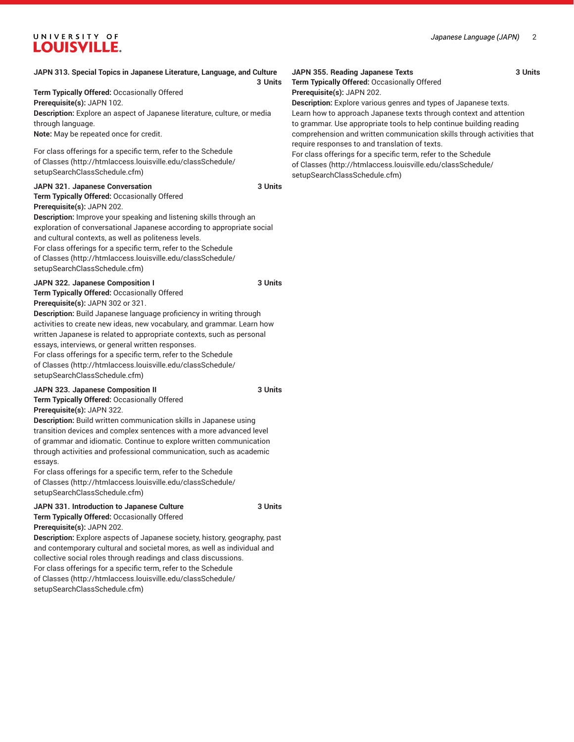**JAPN 313. Special Topics in Japanese Literature, Language, and Culture** **3 Units**

**Term Typically Offered:** Occasionally Offered
**Prerequisite(s):** JAPN 102.
**Description:** Explore an aspect of Japanese literature, culture, or media through language.
**Note:** May be repeated once for credit.

For class offerings for a specific term, refer to the Schedule of Classes (http://htmlaccess.louisville.edu/classSchedule/setupSearchClassSchedule.cfm)

**JAPN 321. Japanese Conversation** **3 Units**

**Term Typically Offered:** Occasionally Offered
**Prerequisite(s):** JAPN 202.
**Description:** Improve your speaking and listening skills through an exploration of conversational Japanese according to appropriate social and cultural contexts, as well as politeness levels.
For class offerings for a specific term, refer to the Schedule of Classes (http://htmlaccess.louisville.edu/classSchedule/setupSearchClassSchedule.cfm)

**JAPN 322. Japanese Composition I** **3 Units**

**Term Typically Offered:** Occasionally Offered
**Prerequisite(s):** JAPN 302 or 321.
**Description:** Build Japanese language proficiency in writing through activities to create new ideas, new vocabulary, and grammar. Learn how written Japanese is related to appropriate contexts, such as personal essays, interviews, or general written responses.
For class offerings for a specific term, refer to the Schedule of Classes (http://htmlaccess.louisville.edu/classSchedule/setupSearchClassSchedule.cfm)

**JAPN 323. Japanese Composition II** **3 Units**

**Term Typically Offered:** Occasionally Offered
**Prerequisite(s):** JAPN 322.
**Description:** Build written communication skills in Japanese using transition devices and complex sentences with a more advanced level of grammar and idiomatic. Continue to explore written communication through activities and professional communication, such as academic essays.
For class offerings for a specific term, refer to the Schedule of Classes (http://htmlaccess.louisville.edu/classSchedule/setupSearchClassSchedule.cfm)

**JAPN 331. Introduction to Japanese Culture** **3 Units**

**Term Typically Offered:** Occasionally Offered
**Prerequisite(s):** JAPN 202.
**Description:** Explore aspects of Japanese society, history, geography, past and contemporary cultural and societal mores, as well as individual and collective social roles through readings and class discussions.
For class offerings for a specific term, refer to the Schedule of Classes (http://htmlaccess.louisville.edu/classSchedule/setupSearchClassSchedule.cfm)

**JAPN 355. Reading Japanese Texts** **3 Units**

**Term Typically Offered:** Occasionally Offered
**Prerequisite(s):** JAPN 202.
**Description:** Explore various genres and types of Japanese texts. Learn how to approach Japanese texts through context and attention to grammar. Use appropriate tools to help continue building reading comprehension and written communication skills through activities that require responses to and translation of texts.
For class offerings for a specific term, refer to the Schedule of Classes (http://htmlaccess.louisville.edu/classSchedule/setupSearchClassSchedule.cfm)